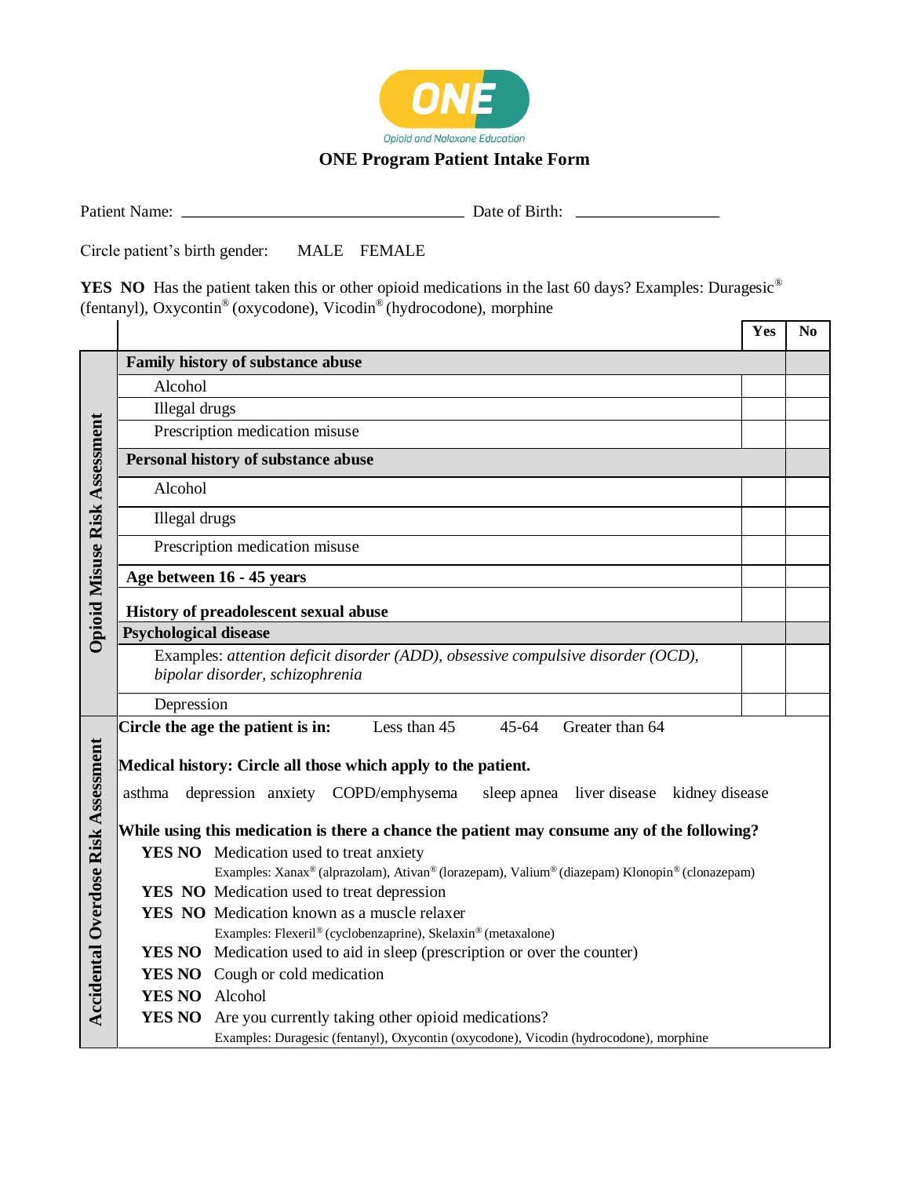ONE

Opioid and Naloxone Education

# ONE Program Patient Intake Form

Patient Name: ________________________________ Date of Birth: ________________

Circle patient's birth gender: MALE FEMALE

**YES NO** Has the patient taken this or other opioid medications in the last 60 days? Examples: Duragesic® (fentanyl), Oxycontin® (oxycodone), Vicodin® (hydrocodone), morphine

## Opioid Misuse Risk Assessment

| | Yes | No |
|---|---|---|
| **Family history of substance abuse** | | |
| Alcohol | | |
| Illegal drugs | | |
| Prescription medication misuse | | |
| **Personal history of substance abuse** | | |
| Alcohol | | |
| Illegal drugs | | |
| Prescription medication misuse | | |
| **Age between 16 - 45 years** | | |
| **History of preadolescent sexual abuse** | | |
| **Psychological disease** | | |
| Examples: *attention deficit disorder (ADD), obsessive compulsive disorder (OCD), bipolar disorder, schizophrenia* | | |
| Depression | | |

## Accidental Overdose Risk Assessment

**Circle the age the patient is in:** Less than 45 45-64 Greater than 64

**Medical history: Circle all those which apply to the patient.**

asthma depression anxiety COPD/emphysema sleep apnea liver disease kidney disease

**While using this medication is there a chance the patient may consume any of the following?**

**YES NO** Medication used to treat anxiety
Examples: Xanax® (alprazolam), Ativan® (lorazepam), Valium® (diazepam) Klonopin® (clonazepam)

**YES NO** Medication used to treat depression

**YES NO** Medication known as a muscle relaxer
Examples: Flexeril® (cyclobenzaprine), Skelaxin® (metaxalone)

**YES NO** Medication used to aid in sleep (prescription or over the counter)

**YES NO** Cough or cold medication

**YES NO** Alcohol

**YES NO** Are you currently taking other opioid medications?
Examples: Duragesic (fentanyl), Oxycontin (oxycodone), Vicodin (hydrocodone), morphine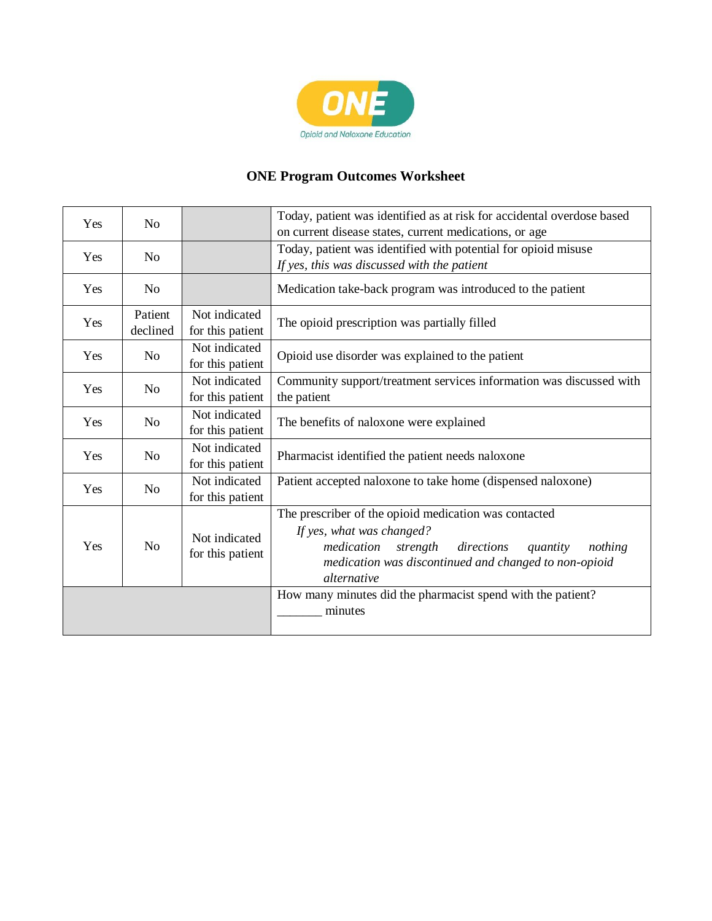ONE

Opioid and Naloxone Education

## ONE Program Outcomes Worksheet

| | | | |
|---|---|---|---|
| Yes | No | | Today, patient was identified as at risk for accidental overdose based on current disease states, current medications, or age |
| Yes | No | | Today, patient was identified with potential for opioid misuse<br>*If yes, this was discussed with the patient* |
| Yes | No | | Medication take-back program was introduced to the patient |
| Yes | Patient declined | Not indicated for this patient | The opioid prescription was partially filled |
| Yes | No | Not indicated for this patient | Opioid use disorder was explained to the patient |
| Yes | No | Not indicated for this patient | Community support/treatment services information was discussed with the patient |
| Yes | No | Not indicated for this patient | The benefits of naloxone were explained |
| Yes | No | Not indicated for this patient | Pharmacist identified the patient needs naloxone |
| Yes | No | Not indicated for this patient | Patient accepted naloxone to take home (dispensed naloxone) |
| Yes | No | Not indicated for this patient | The prescriber of the opioid medication was contacted<br>*If yes, what was changed?*<br>*medication strength directions quantity nothing*<br>*medication was discontinued and changed to non-opioid alternative* |
| | | | How many minutes did the pharmacist spend with the patient?<br>_______ minutes |